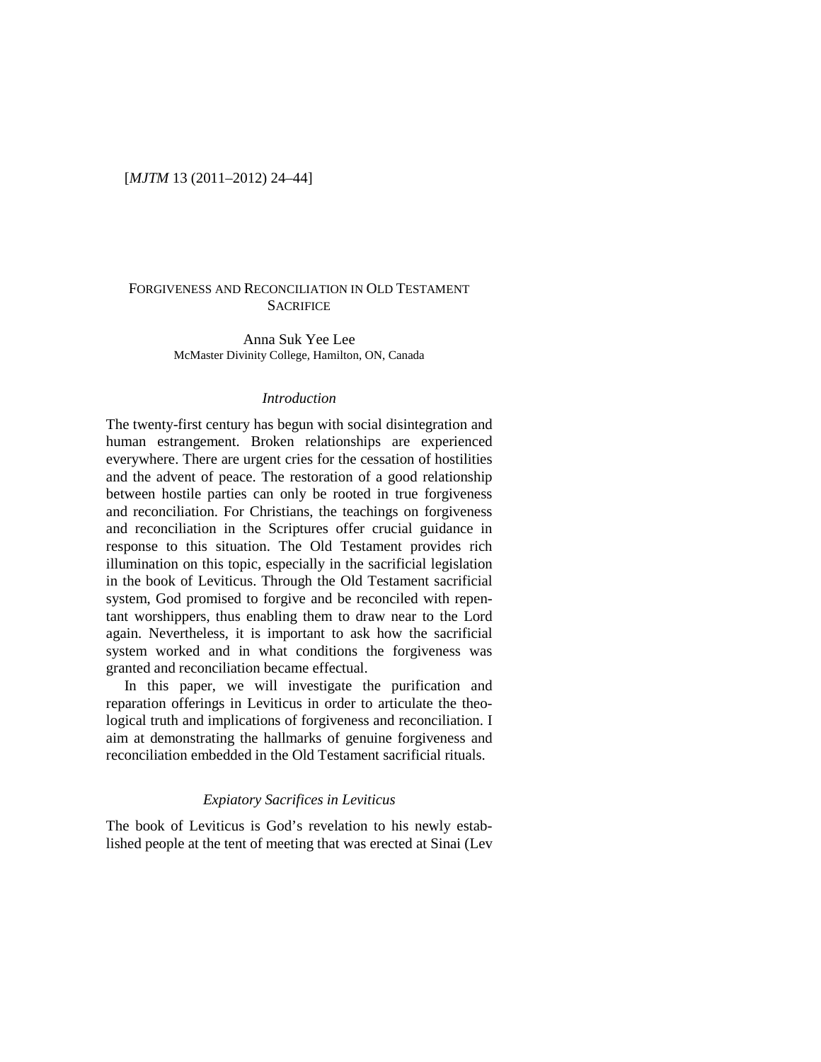# Forgiveness and Reconciliation in Old Testament Sacrifice

Anna Suk Yee Lee
McMaster Divinity College, Hamilton, ON, Canada

## *Introduction*

The twenty-first century has begun with social disintegration and human estrangement. Broken relationships are experienced everywhere. There are urgent cries for the cessation of hostilities and the advent of peace. The restoration of a good relationship between hostile parties can only be rooted in true forgiveness and reconciliation. For Christians, the teachings on forgiveness and reconciliation in the Scriptures offer crucial guidance in response to this situation. The Old Testament provides rich illumination on this topic, especially in the sacrificial legislation in the book of Leviticus. Through the Old Testament sacrificial system, God promised to forgive and be reconciled with repentant worshippers, thus enabling them to draw near to the Lord again. Nevertheless, it is important to ask how the sacrificial system worked and in what conditions the forgiveness was granted and reconciliation became effectual.

In this paper, we will investigate the purification and reparation offerings in Leviticus in order to articulate the theological truth and implications of forgiveness and reconciliation. I aim at demonstrating the hallmarks of genuine forgiveness and reconciliation embedded in the Old Testament sacrificial rituals.

## *Expiatory Sacrifices in Leviticus*

The book of Leviticus is God's revelation to his newly established people at the tent of meeting that was erected at Sinai (Lev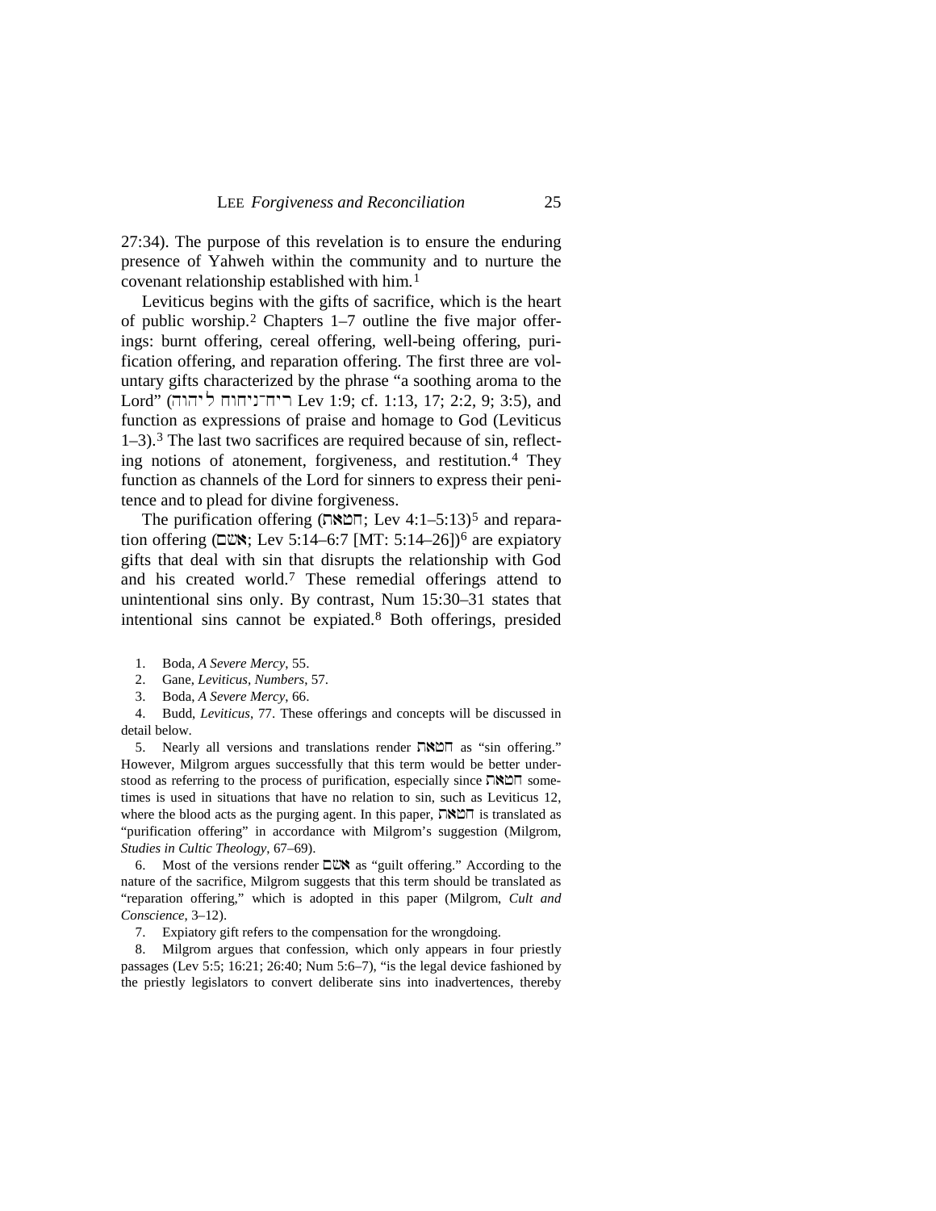27:34). The purpose of this revelation is to ensure the enduring presence of Yahweh within the community and to nurture the covenant relationship established with him.[1]

Leviticus begins with the gifts of sacrifice, which is the heart of public worship.[2] Chapters 1–7 outline the five major offerings: burnt offering, cereal offering, well-being offering, purification offering, and reparation offering. The first three are voluntary gifts characterized by the phrase "a soothing aroma to the Lord" (ריח־ניחוח ליהוה Lev 1:9; cf. 1:13, 17; 2:2, 9; 3:5), and function as expressions of praise and homage to God (Leviticus 1–3).[3] The last two sacrifices are required because of sin, reflecting notions of atonement, forgiveness, and restitution.[4] They function as channels of the Lord for sinners to express their penitence and to plead for divine forgiveness.

The purification offering (חטאת; Lev 4:1–5:13)[5] and reparation offering (אשם; Lev 5:14–6:7 [MT: 5:14–26])[6] are expiatory gifts that deal with sin that disrupts the relationship with God and his created world.[7] These remedial offerings attend to unintentional sins only. By contrast, Num 15:30–31 states that intentional sins cannot be expiated.[8] Both offerings, presided

1. Boda, *A Severe Mercy*, 55.

2. Gane, *Leviticus, Numbers*, 57.

3. Boda, *A Severe Mercy*, 66.

4. Budd, *Leviticus*, 77. These offerings and concepts will be discussed in detail below.

5. Nearly all versions and translations render חטאת as "sin offering." However, Milgrom argues successfully that this term would be better understood as referring to the process of purification, especially since חטאת sometimes is used in situations that have no relation to sin, such as Leviticus 12, where the blood acts as the purging agent. In this paper, חטאת is translated as "purification offering" in accordance with Milgrom's suggestion (Milgrom, *Studies in Cultic Theology*, 67–69).

6. Most of the versions render אשם as "guilt offering." According to the nature of the sacrifice, Milgrom suggests that this term should be translated as "reparation offering," which is adopted in this paper (Milgrom, *Cult and Conscience*, 3–12).

7. Expiatory gift refers to the compensation for the wrongdoing.

8. Milgrom argues that confession, which only appears in four priestly passages (Lev 5:5; 16:21; 26:40; Num 5:6–7), "is the legal device fashioned by the priestly legislators to convert deliberate sins into inadvertences, thereby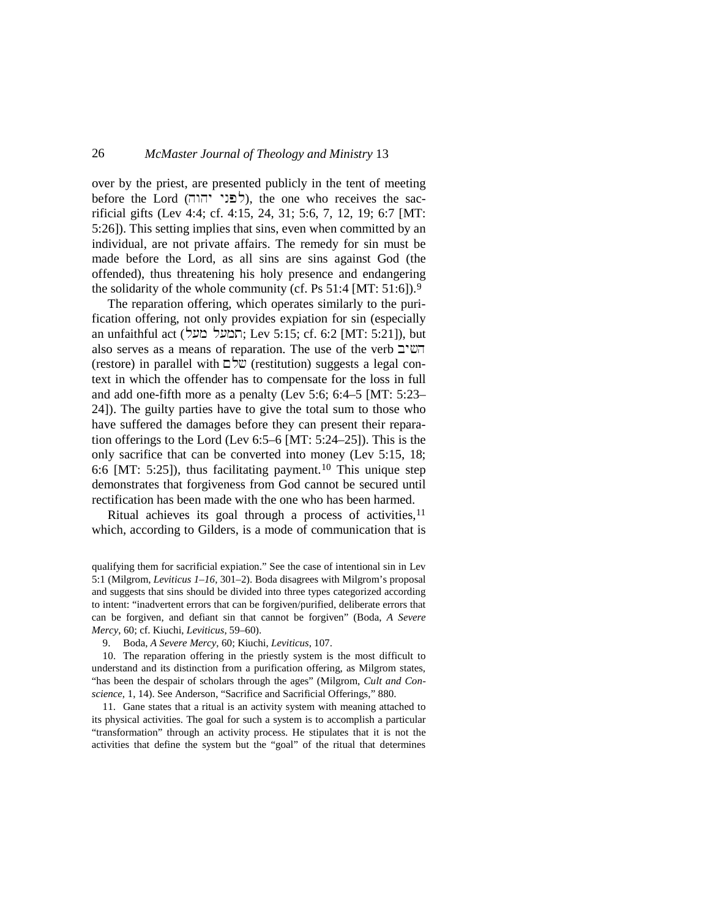over by the priest, are presented publicly in the tent of meeting before the Lord (לפני יהוה), the one who receives the sacrificial gifts (Lev 4:4; cf. 4:15, 24, 31; 5:6, 7, 12, 19; 6:7 [MT: 5:26]). This setting implies that sins, even when committed by an individual, are not private affairs. The remedy for sin must be made before the Lord, as all sins are sins against God (the offended), thus threatening his holy presence and endangering the solidarity of the whole community (cf. Ps 51:4 [MT: 51:6]).[9]

The reparation offering, which operates similarly to the purification offering, not only provides expiation for sin (especially an unfaithful act (תמעל מעל; Lev 5:15; cf. 6:2 [MT: 5:21]), but also serves as a means of reparation. The use of the verb השיב (restore) in parallel with שלם (restitution) suggests a legal context in which the offender has to compensate for the loss in full and add one-fifth more as a penalty (Lev 5:6; 6:4–5 [MT: 5:23–24]). The guilty parties have to give the total sum to those who have suffered the damages before they can present their reparation offerings to the Lord (Lev 6:5–6 [MT: 5:24–25]). This is the only sacrifice that can be converted into money (Lev 5:15, 18; 6:6 [MT: 5:25]), thus facilitating payment.[10] This unique step demonstrates that forgiveness from God cannot be secured until rectification has been made with the one who has been harmed.

Ritual achieves its goal through a process of activities,[11] which, according to Gilders, is a mode of communication that is

---

qualifying them for sacrificial expiation." See the case of intentional sin in Lev 5:1 (Milgrom, *Leviticus 1–16*, 301–2). Boda disagrees with Milgrom's proposal and suggests that sins should be divided into three types categorized according to intent: "inadvertent errors that can be forgiven/purified, deliberate errors that can be forgiven, and defiant sin that cannot be forgiven" (Boda, *A Severe Mercy*, 60; cf. Kiuchi, *Leviticus*, 59–60).

9. Boda, *A Severe Mercy*, 60; Kiuchi, *Leviticus*, 107.

10. The reparation offering in the priestly system is the most difficult to understand and its distinction from a purification offering, as Milgrom states, "has been the despair of scholars through the ages" (Milgrom, *Cult and Conscience*, 1, 14). See Anderson, "Sacrifice and Sacrificial Offerings," 880.

11. Gane states that a ritual is an activity system with meaning attached to its physical activities. The goal for such a system is to accomplish a particular "transformation" through an activity process. He stipulates that it is not the activities that define the system but the "goal" of the ritual that determines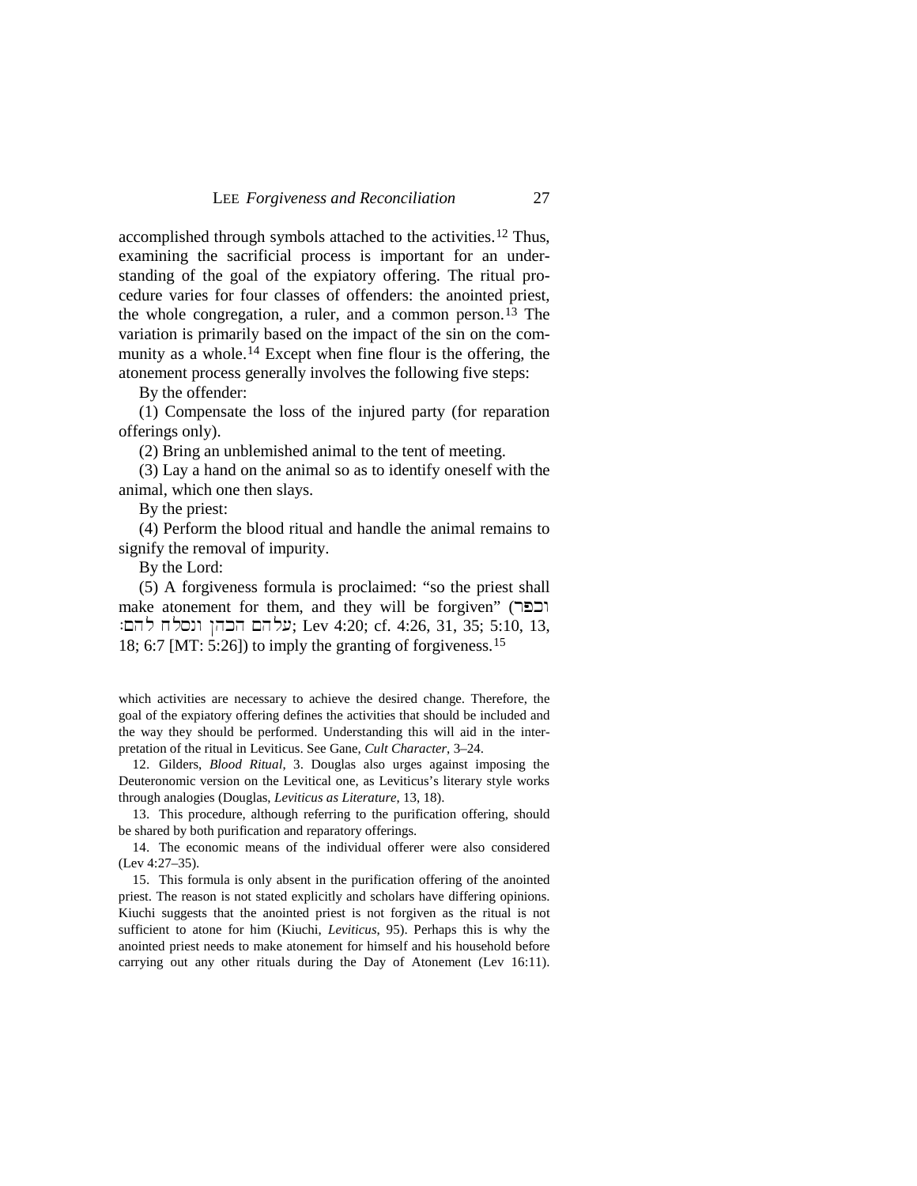accomplished through symbols attached to the activities.[12] Thus, examining the sacrificial process is important for an understanding of the goal of the expiatory offering. The ritual procedure varies for four classes of offenders: the anointed priest, the whole congregation, a ruler, and a common person.[13] The variation is primarily based on the impact of the sin on the community as a whole.[14] Except when fine flour is the offering, the atonement process generally involves the following five steps:

By the offender:

(1) Compensate the loss of the injured party (for reparation offerings only).

(2) Bring an unblemished animal to the tent of meeting.

(3) Lay a hand on the animal so as to identify oneself with the animal, which one then slays.

By the priest:

(4) Perform the blood ritual and handle the animal remains to signify the removal of impurity.

By the Lord:

(5) A forgiveness formula is proclaimed: "so the priest shall make atonement for them, and they will be forgiven" (וכפר עלהם הכהן ונסלח להם:; Lev 4:20; cf. 4:26, 31, 35; 5:10, 13, 18; 6:7 [MT: 5:26]) to imply the granting of forgiveness.[15]

---

which activities are necessary to achieve the desired change. Therefore, the goal of the expiatory offering defines the activities that should be included and the way they should be performed. Understanding this will aid in the interpretation of the ritual in Leviticus. See Gane, *Cult Character*, 3–24.

12. Gilders, *Blood Ritual*, 3. Douglas also urges against imposing the Deuteronomic version on the Levitical one, as Leviticus's literary style works through analogies (Douglas, *Leviticus as Literature*, 13, 18).

13. This procedure, although referring to the purification offering, should be shared by both purification and reparatory offerings.

14. The economic means of the individual offerer were also considered (Lev 4:27–35).

15. This formula is only absent in the purification offering of the anointed priest. The reason is not stated explicitly and scholars have differing opinions. Kiuchi suggests that the anointed priest is not forgiven as the ritual is not sufficient to atone for him (Kiuchi, *Leviticus*, 95). Perhaps this is why the anointed priest needs to make atonement for himself and his household before carrying out any other rituals during the Day of Atonement (Lev 16:11).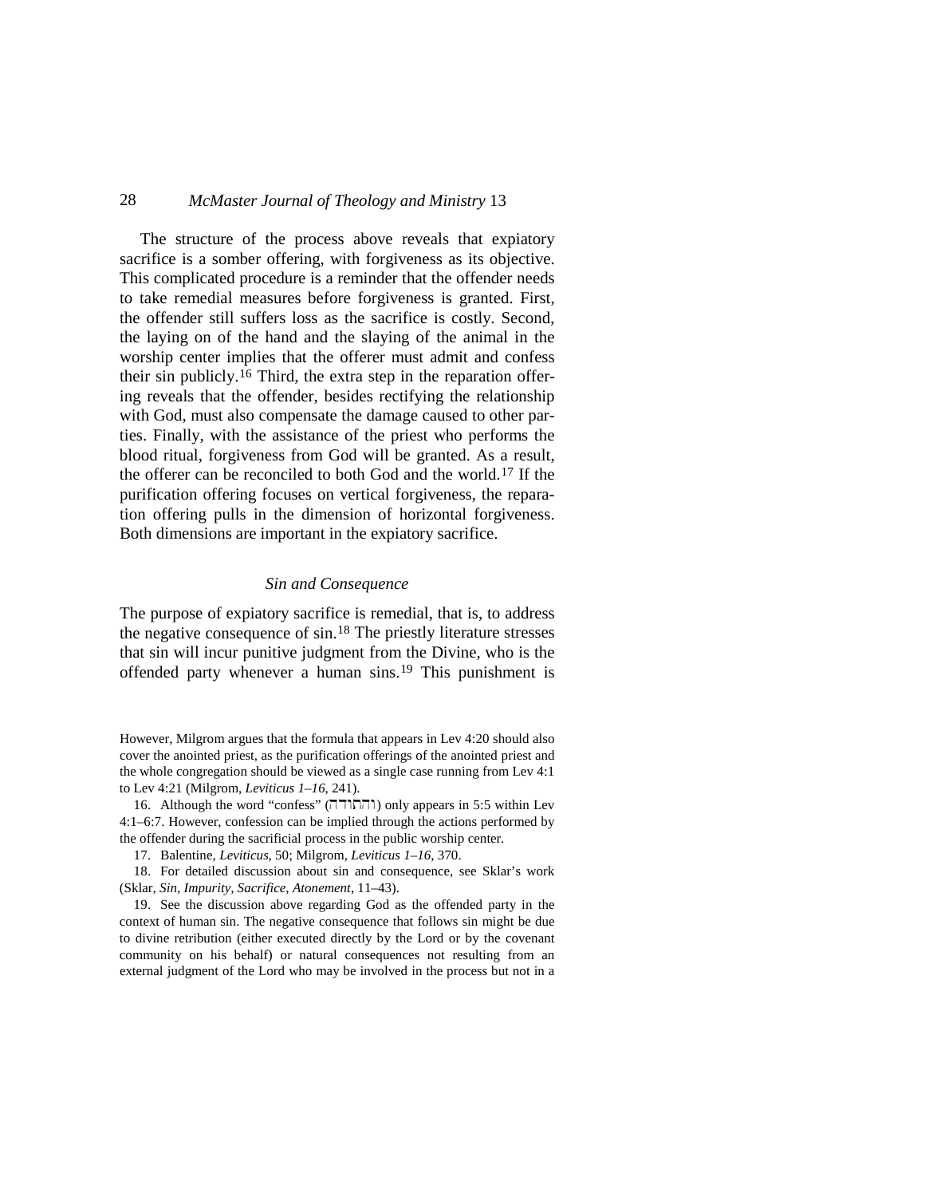The structure of the process above reveals that expiatory sacrifice is a somber offering, with forgiveness as its objective. This complicated procedure is a reminder that the offender needs to take remedial measures before forgiveness is granted. First, the offender still suffers loss as the sacrifice is costly. Second, the laying on of the hand and the slaying of the animal in the worship center implies that the offerer must admit and confess their sin publicly.[16] Third, the extra step in the reparation offering reveals that the offender, besides rectifying the relationship with God, must also compensate the damage caused to other parties. Finally, with the assistance of the priest who performs the blood ritual, forgiveness from God will be granted. As a result, the offerer can be reconciled to both God and the world.[17] If the purification offering focuses on vertical forgiveness, the reparation offering pulls in the dimension of horizontal forgiveness. Both dimensions are important in the expiatory sacrifice.

### *Sin and Consequence*

The purpose of expiatory sacrifice is remedial, that is, to address the negative consequence of sin.[18] The priestly literature stresses that sin will incur punitive judgment from the Divine, who is the offended party whenever a human sins.[19] This punishment is

---

However, Milgrom argues that the formula that appears in Lev 4:20 should also cover the anointed priest, as the purification offerings of the anointed priest and the whole congregation should be viewed as a single case running from Lev 4:1 to Lev 4:21 (Milgrom, *Leviticus 1–16*, 241).

16. Although the word "confess" (והתודה) only appears in 5:5 within Lev 4:1–6:7. However, confession can be implied through the actions performed by the offender during the sacrificial process in the public worship center.

17. Balentine, *Leviticus*, 50; Milgrom, *Leviticus 1–16*, 370.

18. For detailed discussion about sin and consequence, see Sklar's work (Sklar, *Sin, Impurity, Sacrifice, Atonement*, 11–43).

19. See the discussion above regarding God as the offended party in the context of human sin. The negative consequence that follows sin might be due to divine retribution (either executed directly by the Lord or by the covenant community on his behalf) or natural consequences not resulting from an external judgment of the Lord who may be involved in the process but not in a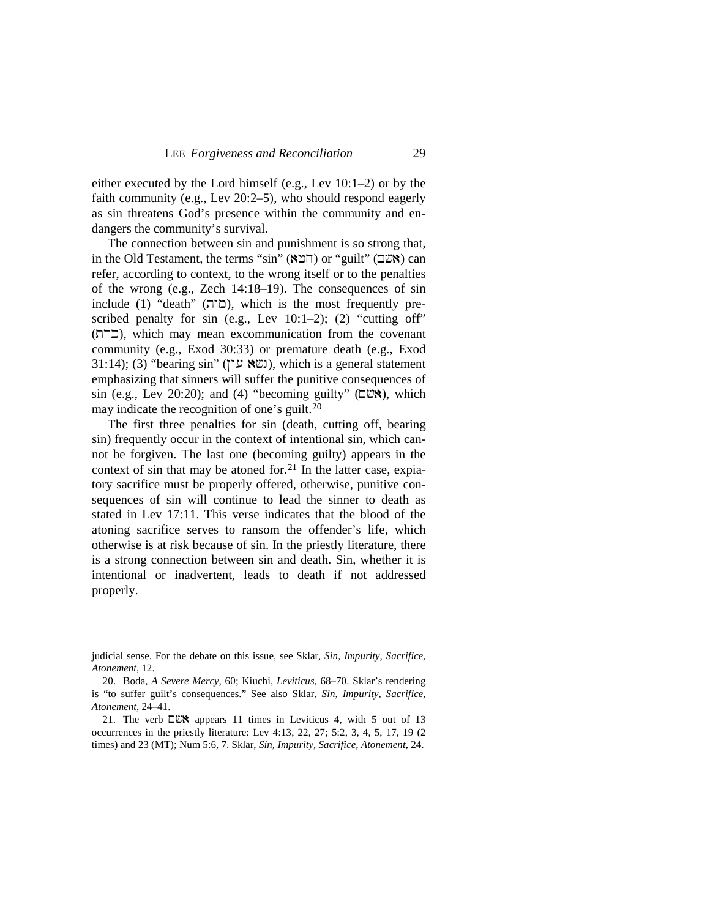either executed by the Lord himself (e.g., Lev 10:1–2) or by the faith community (e.g., Lev 20:2–5), who should respond eagerly as sin threatens God's presence within the community and endangers the community's survival.

The connection between sin and punishment is so strong that, in the Old Testament, the terms "sin" (חטא) or "guilt" (אשם) can refer, according to context, to the wrong itself or to the penalties of the wrong (e.g., Zech 14:18–19). The consequences of sin include (1) "death" (מות), which is the most frequently prescribed penalty for sin (e.g., Lev 10:1–2); (2) "cutting off" (כרת), which may mean excommunication from the covenant community (e.g., Exod 30:33) or premature death (e.g., Exod 31:14); (3) "bearing sin" (נשא עון), which is a general statement emphasizing that sinners will suffer the punitive consequences of sin (e.g., Lev 20:20); and (4) "becoming guilty" (אשם), which may indicate the recognition of one's guilt.[20]

The first three penalties for sin (death, cutting off, bearing sin) frequently occur in the context of intentional sin, which cannot be forgiven. The last one (becoming guilty) appears in the context of sin that may be atoned for.[21] In the latter case, expiatory sacrifice must be properly offered, otherwise, punitive consequences of sin will continue to lead the sinner to death as stated in Lev 17:11. This verse indicates that the blood of the atoning sacrifice serves to ransom the offender's life, which otherwise is at risk because of sin. In the priestly literature, there is a strong connection between sin and death. Sin, whether it is intentional or inadvertent, leads to death if not addressed properly.

judicial sense. For the debate on this issue, see Sklar, *Sin, Impurity, Sacrifice, Atonement*, 12.

20. Boda, *A Severe Mercy*, 60; Kiuchi, *Leviticus*, 68–70. Sklar's rendering is "to suffer guilt's consequences." See also Sklar, *Sin, Impurity, Sacrifice, Atonement*, 24–41.

21. The verb אשם appears 11 times in Leviticus 4, with 5 out of 13 occurrences in the priestly literature: Lev 4:13, 22, 27; 5:2, 3, 4, 5, 17, 19 (2 times) and 23 (MT); Num 5:6, 7. Sklar, *Sin, Impurity, Sacrifice, Atonement*, 24.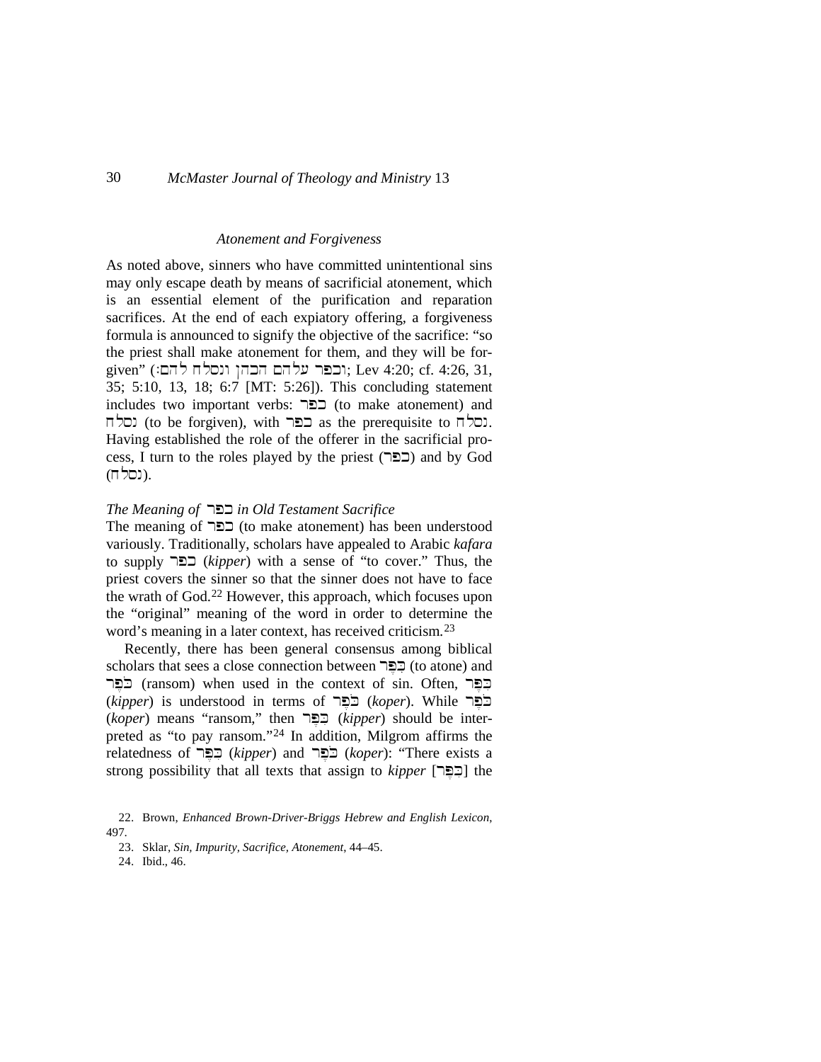### *Atonement and Forgiveness*

As noted above, sinners who have committed unintentional sins may only escape death by means of sacrificial atonement, which is an essential element of the purification and reparation sacrifices. At the end of each expiatory offering, a forgiveness formula is announced to signify the objective of the sacrifice: "so the priest shall make atonement for them, and they will be forgiven" (וכפר עלהם הכהן ונסלח להם׃; Lev 4:20; cf. 4:26, 31, 35; 5:10, 13, 18; 6:7 [MT: 5:26]). This concluding statement includes two important verbs: כפר (to make atonement) and נסלח (to be forgiven), with כפר as the prerequisite to נסלח. Having established the role of the offerer in the sacrificial process, I turn to the roles played by the priest (כפר) and by God (נסלח).

#### *The Meaning of* כפר *in Old Testament Sacrifice*

The meaning of כפר (to make atonement) has been understood variously. Traditionally, scholars have appealed to Arabic *kafara* to supply כפר (*kipper*) with a sense of "to cover." Thus, the priest covers the sinner so that the sinner does not have to face the wrath of God.[22] However, this approach, which focuses upon the "original" meaning of the word in order to determine the word's meaning in a later context, has received criticism.[23]

Recently, there has been general consensus among biblical scholars that sees a close connection between כִּפֶּר (to atone) and כֹּפֶר (ransom) when used in the context of sin. Often, כִּפֶּר (*kipper*) is understood in terms of כֹּפֶר (*koper*). While כֹּפֶר (*koper*) means "ransom," then כִּפֶּר (*kipper*) should be interpreted as "to pay ransom."[24] In addition, Milgrom affirms the relatedness of כִּפֶּר (*kipper*) and כֹּפֶר (*koper*): "There exists a strong possibility that all texts that assign to *kipper* [כִּפֶּר] the

22. Brown, *Enhanced Brown-Driver-Briggs Hebrew and English Lexicon*, 497.

23. Sklar, *Sin, Impurity, Sacrifice, Atonement*, 44–45.

24. Ibid., 46.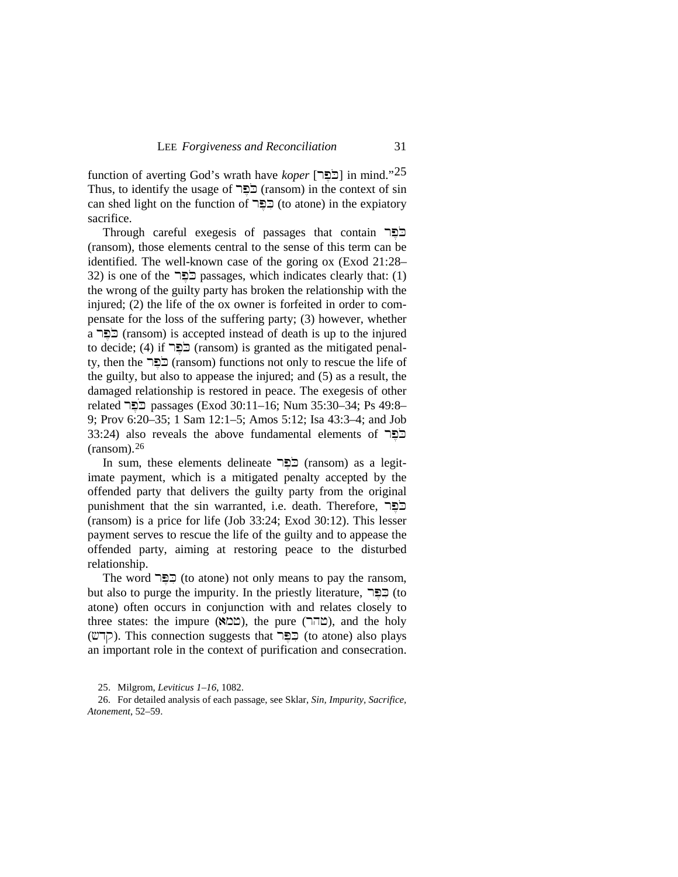function of averting God's wrath have *koper* [כֹּפֶר] in mind."[25] Thus, to identify the usage of כֹּפֶר (ransom) in the context of sin can shed light on the function of כִּפֶּר (to atone) in the expiatory sacrifice.

Through careful exegesis of passages that contain כֹּפֶר (ransom), those elements central to the sense of this term can be identified. The well-known case of the goring ox (Exod 21:28–32) is one of the כֹּפֶר passages, which indicates clearly that: (1) the wrong of the guilty party has broken the relationship with the injured; (2) the life of the ox owner is forfeited in order to compensate for the loss of the suffering party; (3) however, whether a כֹּפֶר (ransom) is accepted instead of death is up to the injured to decide; (4) if כֹּפֶר (ransom) is granted as the mitigated penalty, then the כֹּפֶר (ransom) functions not only to rescue the life of the guilty, but also to appease the injured; and (5) as a result, the damaged relationship is restored in peace. The exegesis of other related כֹּפֶר passages (Exod 30:11–16; Num 35:30–34; Ps 49:8–9; Prov 6:20–35; 1 Sam 12:1–5; Amos 5:12; Isa 43:3–4; and Job 33:24) also reveals the above fundamental elements of כֹּפֶר (ransom).[26]

In sum, these elements delineate כֹּפֶר (ransom) as a legitimate payment, which is a mitigated penalty accepted by the offended party that delivers the guilty party from the original punishment that the sin warranted, i.e. death. Therefore, כֹּפֶר (ransom) is a price for life (Job 33:24; Exod 30:12). This lesser payment serves to rescue the life of the guilty and to appease the offended party, aiming at restoring peace to the disturbed relationship.

The word כִּפֶּר (to atone) not only means to pay the ransom, but also to purge the impurity. In the priestly literature, כִּפֶּר (to atone) often occurs in conjunction with and relates closely to three states: the impure (טמא), the pure (טהר), and the holy (קדש). This connection suggests that כִּפֶּר (to atone) also plays an important role in the context of purification and consecration.

25. Milgrom, *Leviticus 1–16*, 1082.

26. For detailed analysis of each passage, see Sklar, *Sin, Impurity, Sacrifice, Atonement*, 52–59.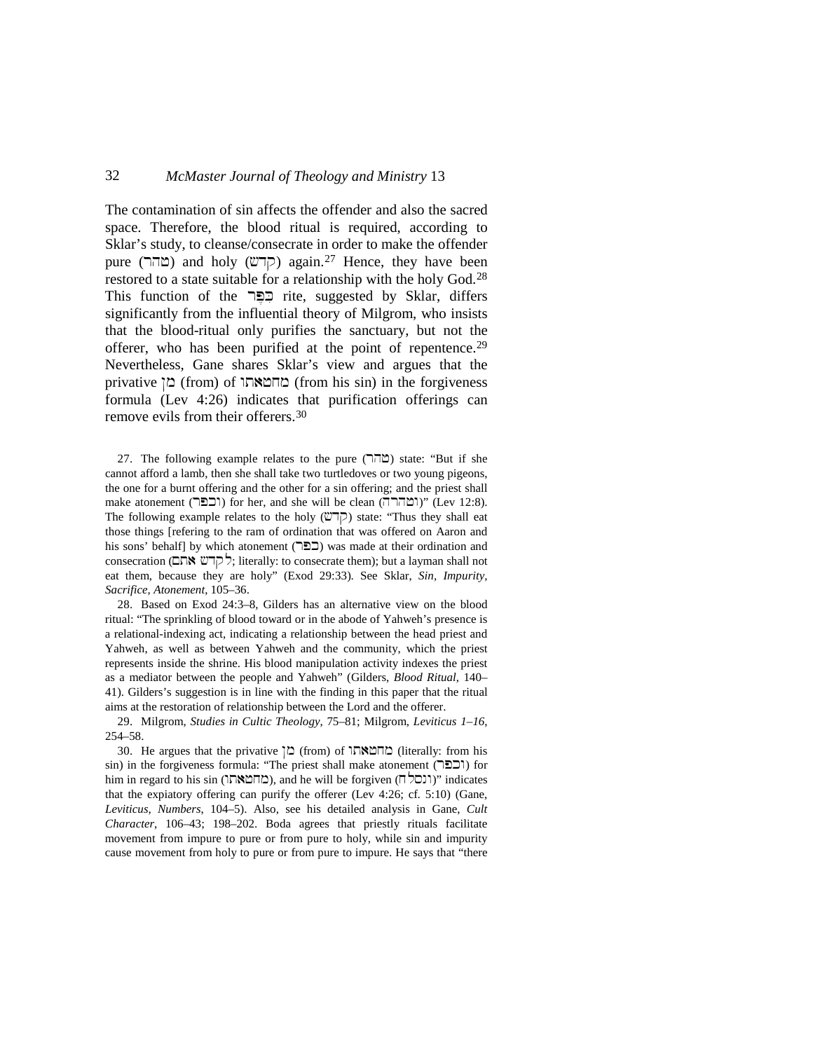The contamination of sin affects the offender and also the sacred space. Therefore, the blood ritual is required, according to Sklar's study, to cleanse/consecrate in order to make the offender pure (טהר) and holy (קדש) again.[27] Hence, they have been restored to a state suitable for a relationship with the holy God.[28] This function of the כִּפֶּר rite, suggested by Sklar, differs significantly from the influential theory of Milgrom, who insists that the blood-ritual only purifies the sanctuary, but not the offerer, who has been purified at the point of repentence.[29] Nevertheless, Gane shares Sklar's view and argues that the privative מן (from) of מחטאתו (from his sin) in the forgiveness formula (Lev 4:26) indicates that purification offerings can remove evils from their offerers.[30]

27. The following example relates to the pure (טהר) state: "But if she cannot afford a lamb, then she shall take two turtledoves or two young pigeons, the one for a burnt offering and the other for a sin offering; and the priest shall make atonement (וכפר) for her, and she will be clean (וטהרה)" (Lev 12:8). The following example relates to the holy (קדש) state: "Thus they shall eat those things [refering to the ram of ordination that was offered on Aaron and his sons' behalf] by which atonement (כפר) was made at their ordination and consecration (לקדש אתם; literally: to consecrate them); but a layman shall not eat them, because they are holy" (Exod 29:33). See Sklar, *Sin, Impurity, Sacrifice, Atonement*, 105–36.

28. Based on Exod 24:3–8, Gilders has an alternative view on the blood ritual: "The sprinkling of blood toward or in the abode of Yahweh's presence is a relational-indexing act, indicating a relationship between the head priest and Yahweh, as well as between Yahweh and the community, which the priest represents inside the shrine. His blood manipulation activity indexes the priest as a mediator between the people and Yahweh" (Gilders, *Blood Ritual*, 140–41). Gilders's suggestion is in line with the finding in this paper that the ritual aims at the restoration of relationship between the Lord and the offerer.

29. Milgrom, *Studies in Cultic Theology*, 75–81; Milgrom, *Leviticus 1–16*, 254–58.

30. He argues that the privative מן (from) of מחטאתו (literally: from his sin) in the forgiveness formula: "The priest shall make atonement (וכפר) for him in regard to his sin (מחטאתו), and he will be forgiven (ונסלח)" indicates that the expiatory offering can purify the offerer (Lev 4:26; cf. 5:10) (Gane, *Leviticus, Numbers*, 104–5). Also, see his detailed analysis in Gane, *Cult Character*, 106–43; 198–202. Boda agrees that priestly rituals facilitate movement from impure to pure or from pure to holy, while sin and impurity cause movement from holy to pure or from pure to impure. He says that "there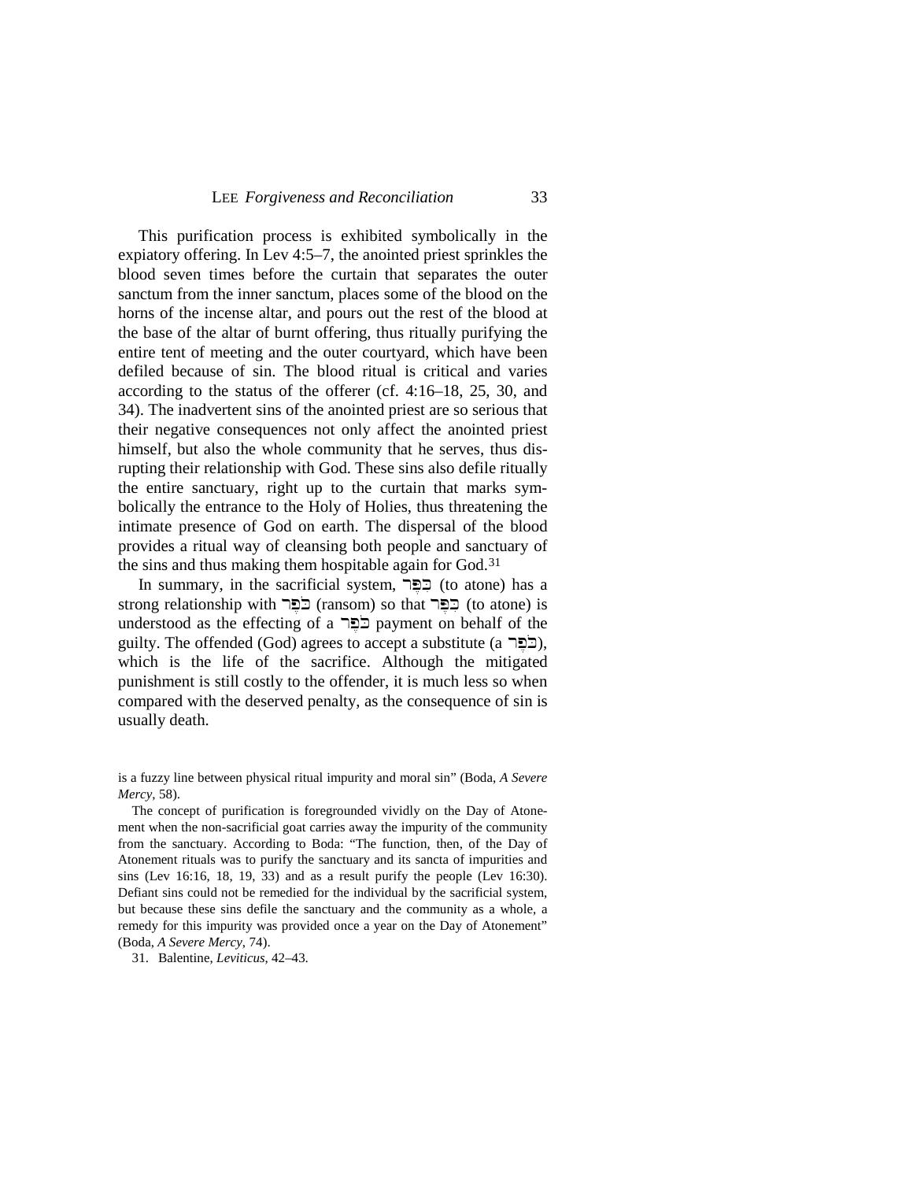This purification process is exhibited symbolically in the expiatory offering. In Lev 4:5–7, the anointed priest sprinkles the blood seven times before the curtain that separates the outer sanctum from the inner sanctum, places some of the blood on the horns of the incense altar, and pours out the rest of the blood at the base of the altar of burnt offering, thus ritually purifying the entire tent of meeting and the outer courtyard, which have been defiled because of sin. The blood ritual is critical and varies according to the status of the offerer (cf. 4:16–18, 25, 30, and 34). The inadvertent sins of the anointed priest are so serious that their negative consequences not only affect the anointed priest himself, but also the whole community that he serves, thus disrupting their relationship with God. These sins also defile ritually the entire sanctuary, right up to the curtain that marks symbolically the entrance to the Holy of Holies, thus threatening the intimate presence of God on earth. The dispersal of the blood provides a ritual way of cleansing both people and sanctuary of the sins and thus making them hospitable again for God.[31]

In summary, in the sacrificial system, כִּפֶּר (to atone) has a strong relationship with כֹּפֶר (ransom) so that כִּפֶּר (to atone) is understood as the effecting of a כֹּפֶר payment on behalf of the guilty. The offended (God) agrees to accept a substitute (a כֹּפֶר), which is the life of the sacrifice. Although the mitigated punishment is still costly to the offender, it is much less so when compared with the deserved penalty, as the consequence of sin is usually death.

---

is a fuzzy line between physical ritual impurity and moral sin" (Boda, *A Severe Mercy*, 58).

The concept of purification is foregrounded vividly on the Day of Atonement when the non-sacrificial goat carries away the impurity of the community from the sanctuary. According to Boda: "The function, then, of the Day of Atonement rituals was to purify the sanctuary and its sancta of impurities and sins (Lev 16:16, 18, 19, 33) and as a result purify the people (Lev 16:30). Defiant sins could not be remedied for the individual by the sacrificial system, but because these sins defile the sanctuary and the community as a whole, a remedy for this impurity was provided once a year on the Day of Atonement" (Boda, *A Severe Mercy*, 74).

31. Balentine, *Leviticus*, 42–43.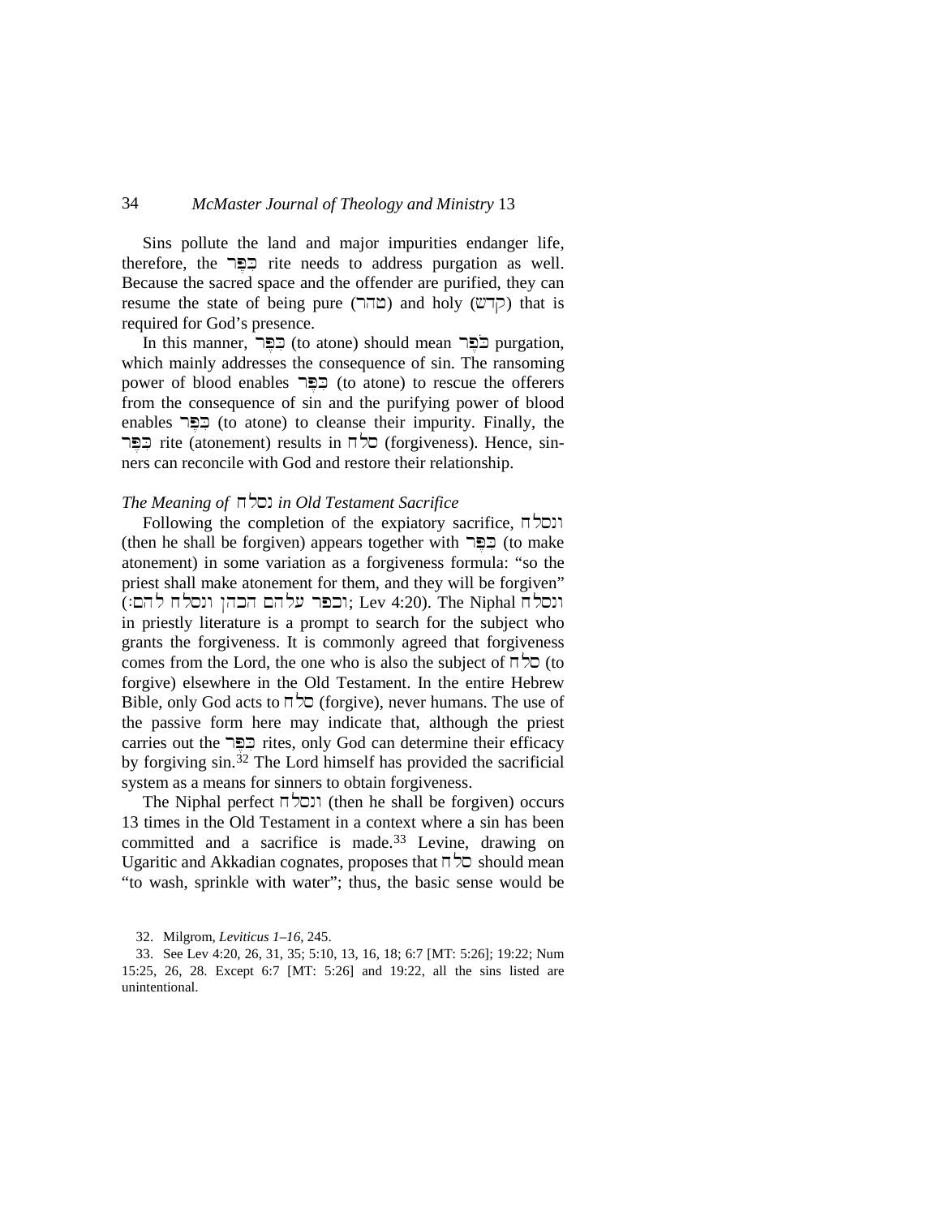Sins pollute the land and major impurities endanger life, therefore, the כִּפֶּר rite needs to address purgation as well. Because the sacred space and the offender are purified, they can resume the state of being pure (טהר) and holy (קדש) that is required for God's presence.

In this manner, כִּפֶּר (to atone) should mean כִּפֶּר purgation, which mainly addresses the consequence of sin. The ransoming power of blood enables כִּפֶּר (to atone) to rescue the offerers from the consequence of sin and the purifying power of blood enables כִּפֶּר (to atone) to cleanse their impurity. Finally, the כִּפֶּר rite (atonement) results in סלח (forgiveness). Hence, sinners can reconcile with God and restore their relationship.

### *The Meaning of* נסלח *in Old Testament Sacrifice*

Following the completion of the expiatory sacrifice, ונסלח (then he shall be forgiven) appears together with כִּפֶּר (to make atonement) in some variation as a forgiveness formula: "so the priest shall make atonement for them, and they will be forgiven" (וכפר עלהם הכהן ונסלח להם:; Lev 4:20). The Niphal ונסלח in priestly literature is a prompt to search for the subject who grants the forgiveness. It is commonly agreed that forgiveness comes from the Lord, the one who is also the subject of סלח (to forgive) elsewhere in the Old Testament. In the entire Hebrew Bible, only God acts to סלח (forgive), never humans. The use of the passive form here may indicate that, although the priest carries out the כִּפֶּר rites, only God can determine their efficacy by forgiving sin.[32] The Lord himself has provided the sacrificial system as a means for sinners to obtain forgiveness.

The Niphal perfect ונסלח (then he shall be forgiven) occurs 13 times in the Old Testament in a context where a sin has been committed and a sacrifice is made.[33] Levine, drawing on Ugaritic and Akkadian cognates, proposes that סלח should mean "to wash, sprinkle with water"; thus, the basic sense would be

32. Milgrom, *Leviticus 1–16*, 245.

33. See Lev 4:20, 26, 31, 35; 5:10, 13, 16, 18; 6:7 [MT: 5:26]; 19:22; Num 15:25, 26, 28. Except 6:7 [MT: 5:26] and 19:22, all the sins listed are unintentional.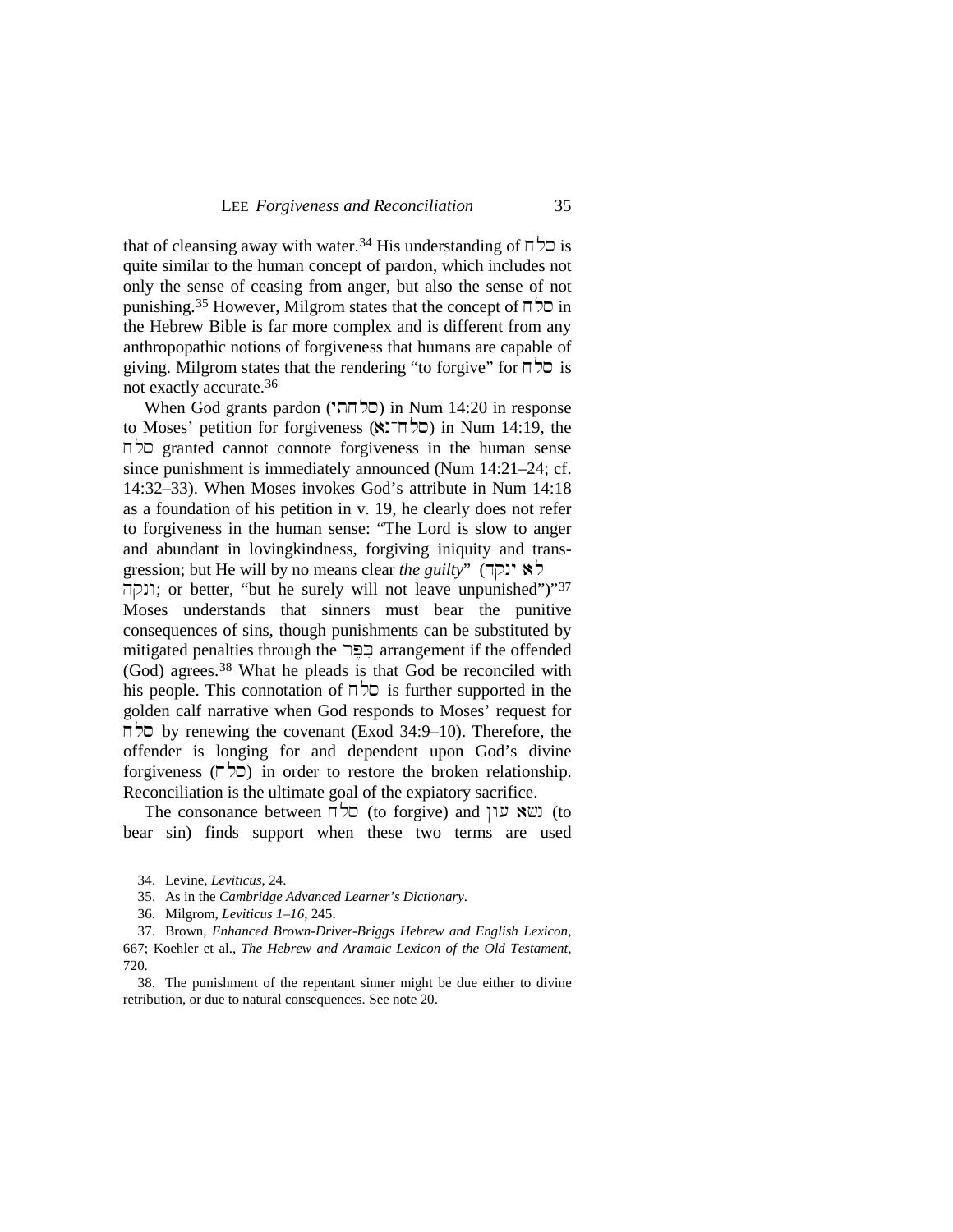that of cleansing away with water.[34] His understanding of סלח is quite similar to the human concept of pardon, which includes not only the sense of ceasing from anger, but also the sense of not punishing.[35] However, Milgrom states that the concept of סלח in the Hebrew Bible is far more complex and is different from any anthropopathic notions of forgiveness that humans are capable of giving. Milgrom states that the rendering "to forgive" for סלח is not exactly accurate.[36]

When God grants pardon (סלחתי) in Num 14:20 in response to Moses' petition for forgiveness (סלח־נא) in Num 14:19, the סלח granted cannot connote forgiveness in the human sense since punishment is immediately announced (Num 14:21–24; cf. 14:32–33). When Moses invokes God's attribute in Num 14:18 as a foundation of his petition in v. 19, he clearly does not refer to forgiveness in the human sense: "The Lord is slow to anger and abundant in lovingkindness, forgiving iniquity and transgression; but He will by no means clear *the guilty*" (לא ינקה ונקה; or better, "but he surely will not leave unpunished")"[37] Moses understands that sinners must bear the punitive consequences of sins, though punishments can be substituted by mitigated penalties through the כִּפֶּר arrangement if the offended (God) agrees.[38] What he pleads is that God be reconciled with his people. This connotation of סלח is further supported in the golden calf narrative when God responds to Moses' request for סלח by renewing the covenant (Exod 34:9–10). Therefore, the offender is longing for and dependent upon God's divine forgiveness (סלח) in order to restore the broken relationship. Reconciliation is the ultimate goal of the expiatory sacrifice.

The consonance between סלח (to forgive) and נשא עון (to bear sin) finds support when these two terms are used

34. Levine, *Leviticus*, 24.

35. As in the *Cambridge Advanced Learner's Dictionary*.

36. Milgrom, *Leviticus 1–16*, 245.

37. Brown, *Enhanced Brown-Driver-Briggs Hebrew and English Lexicon*, 667; Koehler et al., *The Hebrew and Aramaic Lexicon of the Old Testament*, 720.

38. The punishment of the repentant sinner might be due either to divine retribution, or due to natural consequences. See note 20.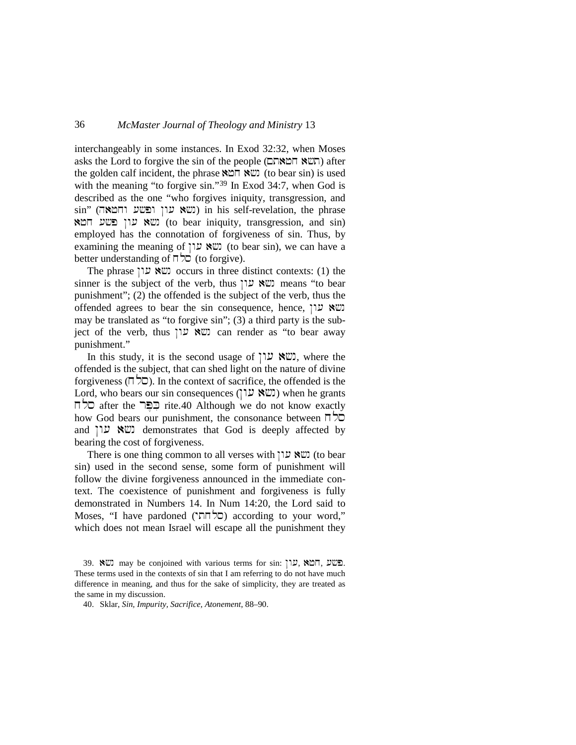interchangeably in some instances. In Exod 32:32, when Moses asks the Lord to forgive the sin of the people (תשׂא חטאתם) after the golden calf incident, the phrase נשׂא חטא (to bear sin) is used with the meaning "to forgive sin."[39] In Exod 34:7, when God is described as the one "who forgives iniquity, transgression, and sin" (נשׂא עון ופשע וחטאה) in his self-revelation, the phrase נשׂא עון פשע חטא (to bear iniquity, transgression, and sin) employed has the connotation of forgiveness of sin. Thus, by examining the meaning of נשׂא עון (to bear sin), we can have a better understanding of סלח (to forgive).

The phrase נשׂא עון occurs in three distinct contexts: (1) the sinner is the subject of the verb, thus נשׂא עון means "to bear punishment"; (2) the offended is the subject of the verb, thus the offended agrees to bear the sin consequence, hence, נשׂא עון may be translated as "to forgive sin"; (3) a third party is the subject of the verb, thus נשׂא עון can render as "to bear away punishment."

In this study, it is the second usage of נשׂא עון, where the offended is the subject, that can shed light on the nature of divine forgiveness (סלח). In the context of sacrifice, the offended is the Lord, who bears our sin consequences (נשׂא עון) when he grants סלח after the כִּפֶּר rite.[40] Although we do not know exactly how God bears our punishment, the consonance between סלח and נשׂא עון demonstrates that God is deeply affected by bearing the cost of forgiveness.

There is one thing common to all verses with נשׂא עון (to bear sin) used in the second sense, some form of punishment will follow the divine forgiveness announced in the immediate context. The coexistence of punishment and forgiveness is fully demonstrated in Numbers 14. In Num 14:20, the Lord said to Moses, "I have pardoned (סלחתי) according to your word," which does not mean Israel will escape all the punishment they

39. נשׂא may be conjoined with various terms for sin: עון, חטא, פשע. These terms used in the contexts of sin that I am referring to do not have much difference in meaning, and thus for the sake of simplicity, they are treated as the same in my discussion.

40. Sklar, *Sin, Impurity, Sacrifice, Atonement*, 88–90.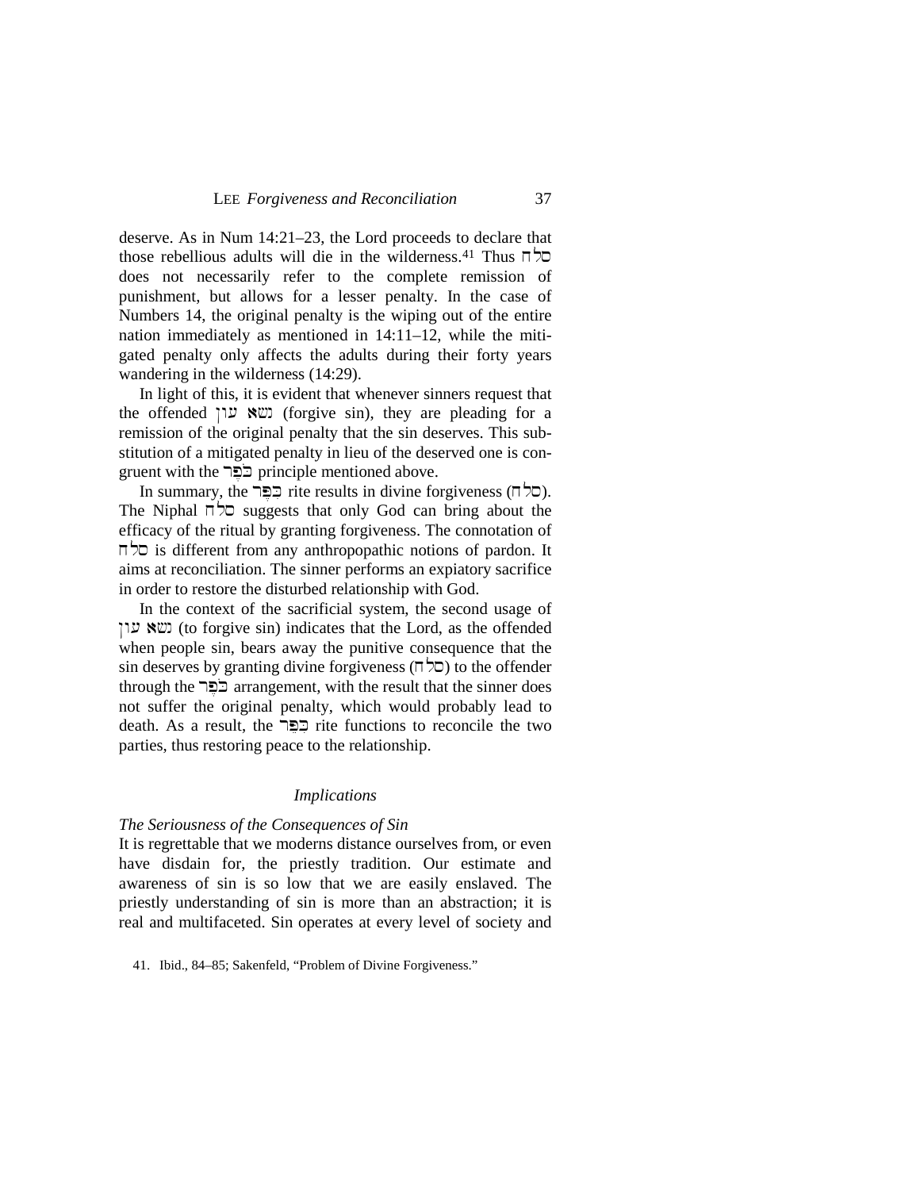deserve. As in Num 14:21–23, the Lord proceeds to declare that those rebellious adults will die in the wilderness.[41] Thus סלח does not necessarily refer to the complete remission of punishment, but allows for a lesser penalty. In the case of Numbers 14, the original penalty is the wiping out of the entire nation immediately as mentioned in 14:11–12, while the mitigated penalty only affects the adults during their forty years wandering in the wilderness (14:29).

In light of this, it is evident that whenever sinners request that the offended נשא עון (forgive sin), they are pleading for a remission of the original penalty that the sin deserves. This substitution of a mitigated penalty in lieu of the deserved one is congruent with the כֹּפֶר principle mentioned above.

In summary, the כִּפֶּר rite results in divine forgiveness (סלח). The Niphal סלח suggests that only God can bring about the efficacy of the ritual by granting forgiveness. The connotation of סלח is different from any anthropopathic notions of pardon. It aims at reconciliation. The sinner performs an expiatory sacrifice in order to restore the disturbed relationship with God.

In the context of the sacrificial system, the second usage of נשא עון (to forgive sin) indicates that the Lord, as the offended when people sin, bears away the punitive consequence that the sin deserves by granting divine forgiveness (סלח) to the offender through the כֹּפֶר arrangement, with the result that the sinner does not suffer the original penalty, which would probably lead to death. As a result, the כִּפֶּר rite functions to reconcile the two parties, thus restoring peace to the relationship.

## *Implications*

### *The Seriousness of the Consequences of Sin*

It is regrettable that we moderns distance ourselves from, or even have disdain for, the priestly tradition. Our estimate and awareness of sin is so low that we are easily enslaved. The priestly understanding of sin is more than an abstraction; it is real and multifaceted. Sin operates at every level of society and

41. Ibid., 84–85; Sakenfeld, "Problem of Divine Forgiveness."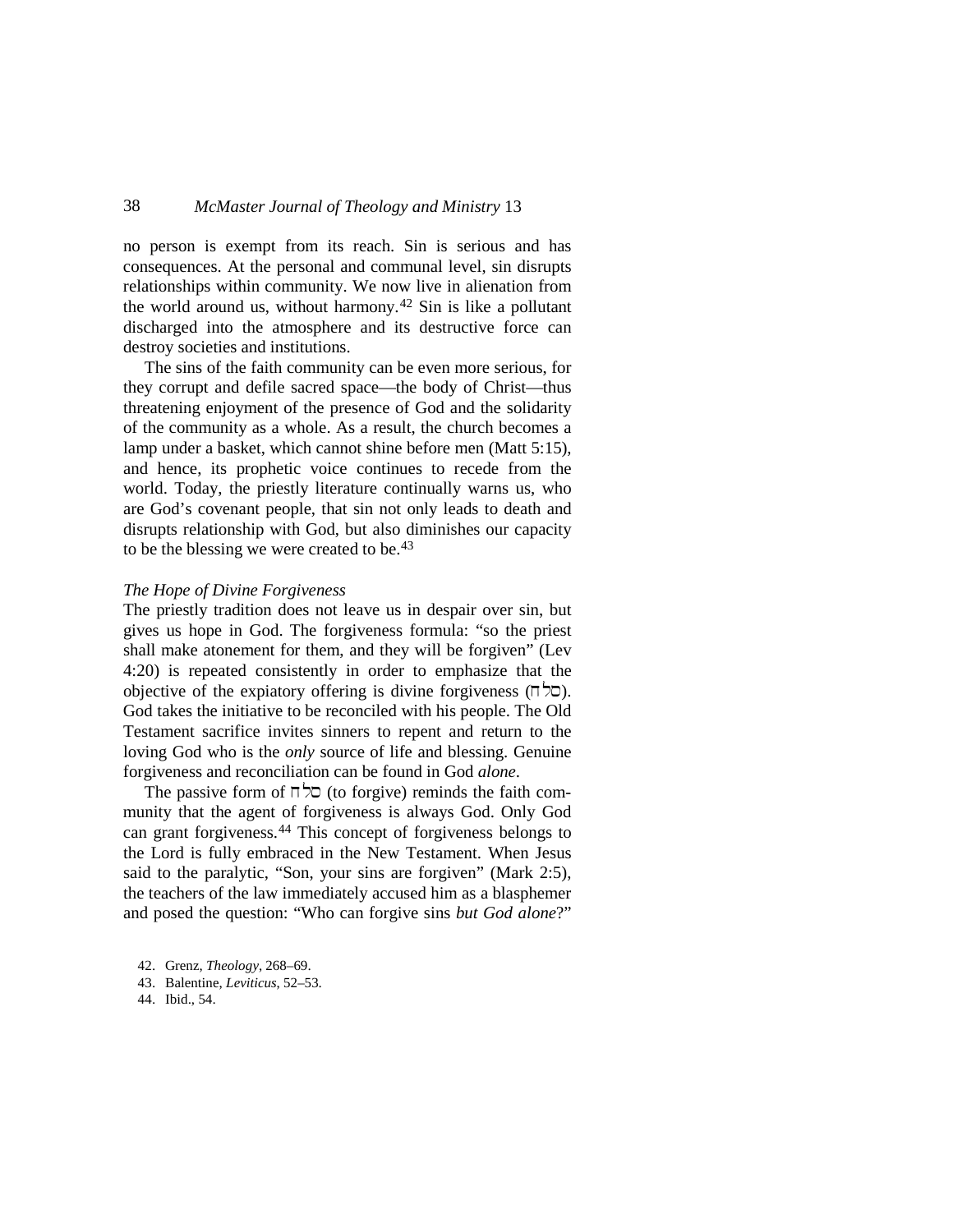no person is exempt from its reach. Sin is serious and has consequences. At the personal and communal level, sin disrupts relationships within community. We now live in alienation from the world around us, without harmony.[42] Sin is like a pollutant discharged into the atmosphere and its destructive force can destroy societies and institutions.

The sins of the faith community can be even more serious, for they corrupt and defile sacred space—the body of Christ—thus threatening enjoyment of the presence of God and the solidarity of the community as a whole. As a result, the church becomes a lamp under a basket, which cannot shine before men (Matt 5:15), and hence, its prophetic voice continues to recede from the world. Today, the priestly literature continually warns us, who are God's covenant people, that sin not only leads to death and disrupts relationship with God, but also diminishes our capacity to be the blessing we were created to be.[43]

*The Hope of Divine Forgiveness*

The priestly tradition does not leave us in despair over sin, but gives us hope in God. The forgiveness formula: "so the priest shall make atonement for them, and they will be forgiven" (Lev 4:20) is repeated consistently in order to emphasize that the objective of the expiatory offering is divine forgiveness (סלח). God takes the initiative to be reconciled with his people. The Old Testament sacrifice invites sinners to repent and return to the loving God who is the *only* source of life and blessing. Genuine forgiveness and reconciliation can be found in God *alone*.

The passive form of סלח (to forgive) reminds the faith community that the agent of forgiveness is always God. Only God can grant forgiveness.[44] This concept of forgiveness belongs to the Lord is fully embraced in the New Testament. When Jesus said to the paralytic, "Son, your sins are forgiven" (Mark 2:5), the teachers of the law immediately accused him as a blasphemer and posed the question: "Who can forgive sins *but God alone*?"

42. Grenz, *Theology*, 268–69.

43. Balentine, *Leviticus*, 52–53.

44. Ibid., 54.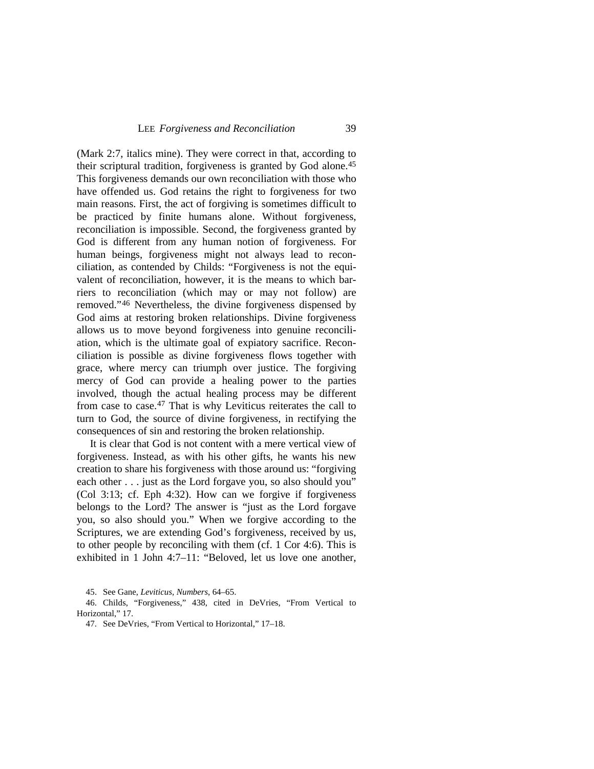(Mark 2:7, italics mine). They were correct in that, according to their scriptural tradition, forgiveness is granted by God alone.[45] This forgiveness demands our own reconciliation with those who have offended us. God retains the right to forgiveness for two main reasons. First, the act of forgiving is sometimes difficult to be practiced by finite humans alone. Without forgiveness, reconciliation is impossible. Second, the forgiveness granted by God is different from any human notion of forgiveness. For human beings, forgiveness might not always lead to reconciliation, as contended by Childs: "Forgiveness is not the equivalent of reconciliation, however, it is the means to which barriers to reconciliation (which may or may not follow) are removed."[46] Nevertheless, the divine forgiveness dispensed by God aims at restoring broken relationships. Divine forgiveness allows us to move beyond forgiveness into genuine reconciliation, which is the ultimate goal of expiatory sacrifice. Reconciliation is possible as divine forgiveness flows together with grace, where mercy can triumph over justice. The forgiving mercy of God can provide a healing power to the parties involved, though the actual healing process may be different from case to case.[47] That is why Leviticus reiterates the call to turn to God, the source of divine forgiveness, in rectifying the consequences of sin and restoring the broken relationship.

It is clear that God is not content with a mere vertical view of forgiveness. Instead, as with his other gifts, he wants his new creation to share his forgiveness with those around us: "forgiving each other . . . just as the Lord forgave you, so also should you" (Col 3:13; cf. Eph 4:32). How can we forgive if forgiveness belongs to the Lord? The answer is "just as the Lord forgave you, so also should you." When we forgive according to the Scriptures, we are extending God's forgiveness, received by us, to other people by reconciling with them (cf. 1 Cor 4:6). This is exhibited in 1 John 4:7–11: "Beloved, let us love one another,

45. See Gane, *Leviticus, Numbers*, 64–65.

46. Childs, "Forgiveness," 438, cited in DeVries, "From Vertical to Horizontal," 17.

47. See DeVries, "From Vertical to Horizontal," 17–18.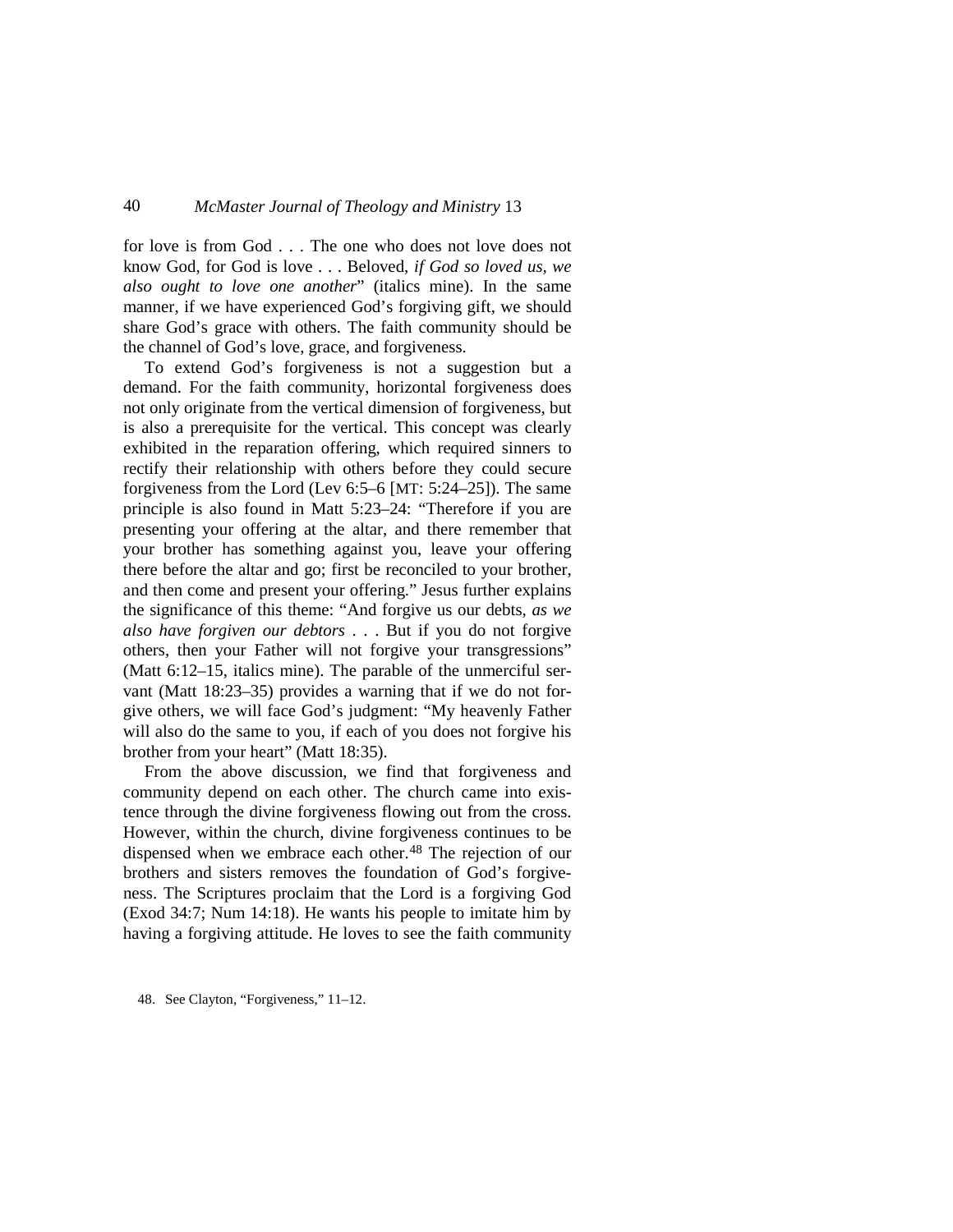for love is from God . . . The one who does not love does not know God, for God is love . . . Beloved, *if God so loved us, we also ought to love one another*" (italics mine). In the same manner, if we have experienced God's forgiving gift, we should share God's grace with others. The faith community should be the channel of God's love, grace, and forgiveness.

To extend God's forgiveness is not a suggestion but a demand. For the faith community, horizontal forgiveness does not only originate from the vertical dimension of forgiveness, but is also a prerequisite for the vertical. This concept was clearly exhibited in the reparation offering, which required sinners to rectify their relationship with others before they could secure forgiveness from the Lord (Lev 6:5–6 [MT: 5:24–25]). The same principle is also found in Matt 5:23–24: "Therefore if you are presenting your offering at the altar, and there remember that your brother has something against you, leave your offering there before the altar and go; first be reconciled to your brother, and then come and present your offering." Jesus further explains the significance of this theme: "And forgive us our debts, *as we also have forgiven our debtors* . . . But if you do not forgive others, then your Father will not forgive your transgressions" (Matt 6:12–15, italics mine). The parable of the unmerciful servant (Matt 18:23–35) provides a warning that if we do not forgive others, we will face God's judgment: "My heavenly Father will also do the same to you, if each of you does not forgive his brother from your heart" (Matt 18:35).

From the above discussion, we find that forgiveness and community depend on each other. The church came into existence through the divine forgiveness flowing out from the cross. However, within the church, divine forgiveness continues to be dispensed when we embrace each other.[48] The rejection of our brothers and sisters removes the foundation of God's forgiveness. The Scriptures proclaim that the Lord is a forgiving God (Exod 34:7; Num 14:18). He wants his people to imitate him by having a forgiving attitude. He loves to see the faith community

48. See Clayton, "Forgiveness," 11–12.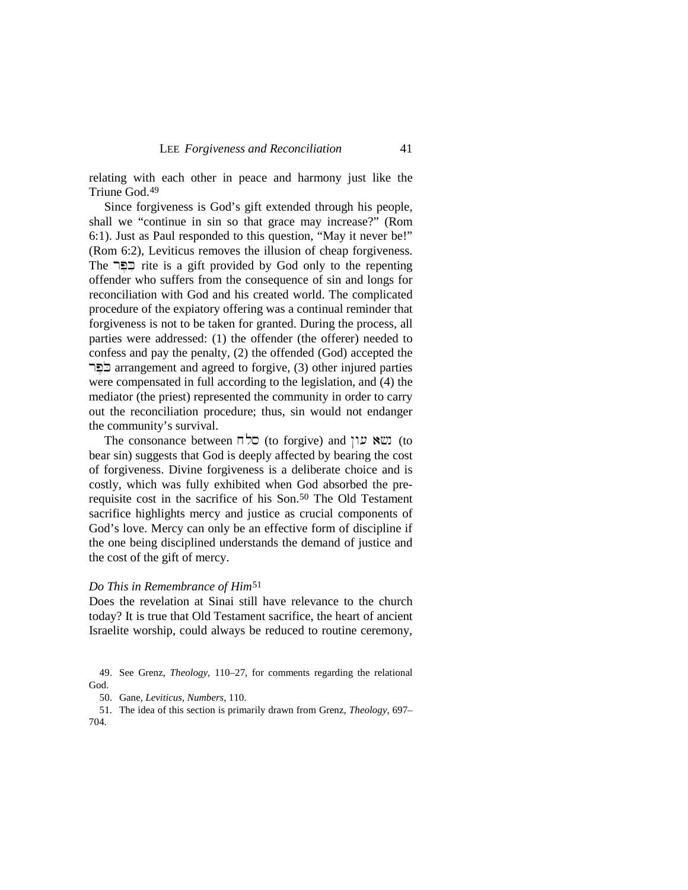relating with each other in peace and harmony just like the Triune God.[49]

Since forgiveness is God's gift extended through his people, shall we "continue in sin so that grace may increase?" (Rom 6:1). Just as Paul responded to this question, "May it never be!" (Rom 6:2), Leviticus removes the illusion of cheap forgiveness. The כִּפֶּר rite is a gift provided by God only to the repenting offender who suffers from the consequence of sin and longs for reconciliation with God and his created world. The complicated procedure of the expiatory offering was a continual reminder that forgiveness is not to be taken for granted. During the process, all parties were addressed: (1) the offender (the offerer) needed to confess and pay the penalty, (2) the offended (God) accepted the כִּפֶּר arrangement and agreed to forgive, (3) other injured parties were compensated in full according to the legislation, and (4) the mediator (the priest) represented the community in order to carry out the reconciliation procedure; thus, sin would not endanger the community's survival.

The consonance between סלח (to forgive) and נשא עון (to bear sin) suggests that God is deeply affected by bearing the cost of forgiveness. Divine forgiveness is a deliberate choice and is costly, which was fully exhibited when God absorbed the pre-requisite cost in the sacrifice of his Son.[50] The Old Testament sacrifice highlights mercy and justice as crucial components of God's love. Mercy can only be an effective form of discipline if the one being disciplined understands the demand of justice and the cost of the gift of mercy.

### *Do This in Remembrance of Him*[51]

Does the revelation at Sinai still have relevance to the church today? It is true that Old Testament sacrifice, the heart of ancient Israelite worship, could always be reduced to routine ceremony,

---

49. See Grenz, *Theology*, 110–27, for comments regarding the relational God.

50. Gane, *Leviticus, Numbers*, 110.

51. The idea of this section is primarily drawn from Grenz, *Theology*, 697–704.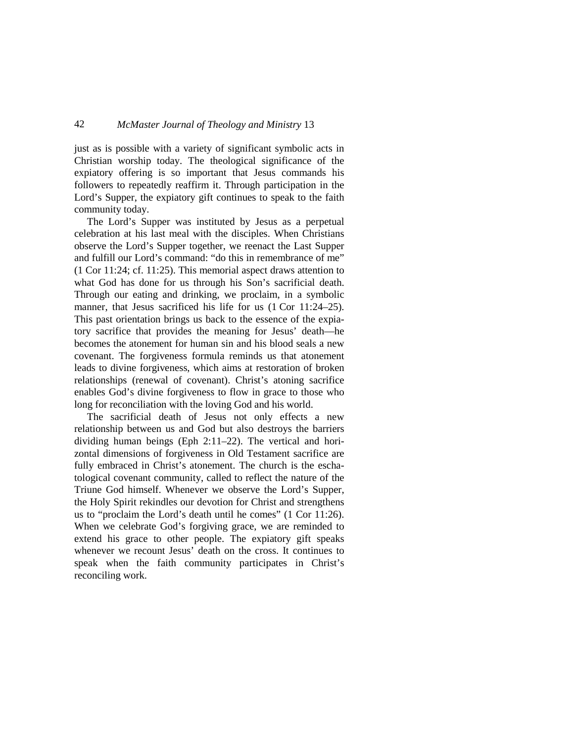just as is possible with a variety of significant symbolic acts in Christian worship today. The theological significance of the expiatory offering is so important that Jesus commands his followers to repeatedly reaffirm it. Through participation in the Lord's Supper, the expiatory gift continues to speak to the faith community today.

The Lord's Supper was instituted by Jesus as a perpetual celebration at his last meal with the disciples. When Christians observe the Lord's Supper together, we reenact the Last Supper and fulfill our Lord's command: "do this in remembrance of me" (1 Cor 11:24; cf. 11:25). This memorial aspect draws attention to what God has done for us through his Son's sacrificial death. Through our eating and drinking, we proclaim, in a symbolic manner, that Jesus sacrificed his life for us (1 Cor 11:24–25). This past orientation brings us back to the essence of the expiatory sacrifice that provides the meaning for Jesus' death—he becomes the atonement for human sin and his blood seals a new covenant. The forgiveness formula reminds us that atonement leads to divine forgiveness, which aims at restoration of broken relationships (renewal of covenant). Christ's atoning sacrifice enables God's divine forgiveness to flow in grace to those who long for reconciliation with the loving God and his world.

The sacrificial death of Jesus not only effects a new relationship between us and God but also destroys the barriers dividing human beings (Eph 2:11–22). The vertical and horizontal dimensions of forgiveness in Old Testament sacrifice are fully embraced in Christ's atonement. The church is the eschatological covenant community, called to reflect the nature of the Triune God himself. Whenever we observe the Lord's Supper, the Holy Spirit rekindles our devotion for Christ and strengthens us to "proclaim the Lord's death until he comes" (1 Cor 11:26). When we celebrate God's forgiving grace, we are reminded to extend his grace to other people. The expiatory gift speaks whenever we recount Jesus' death on the cross. It continues to speak when the faith community participates in Christ's reconciling work.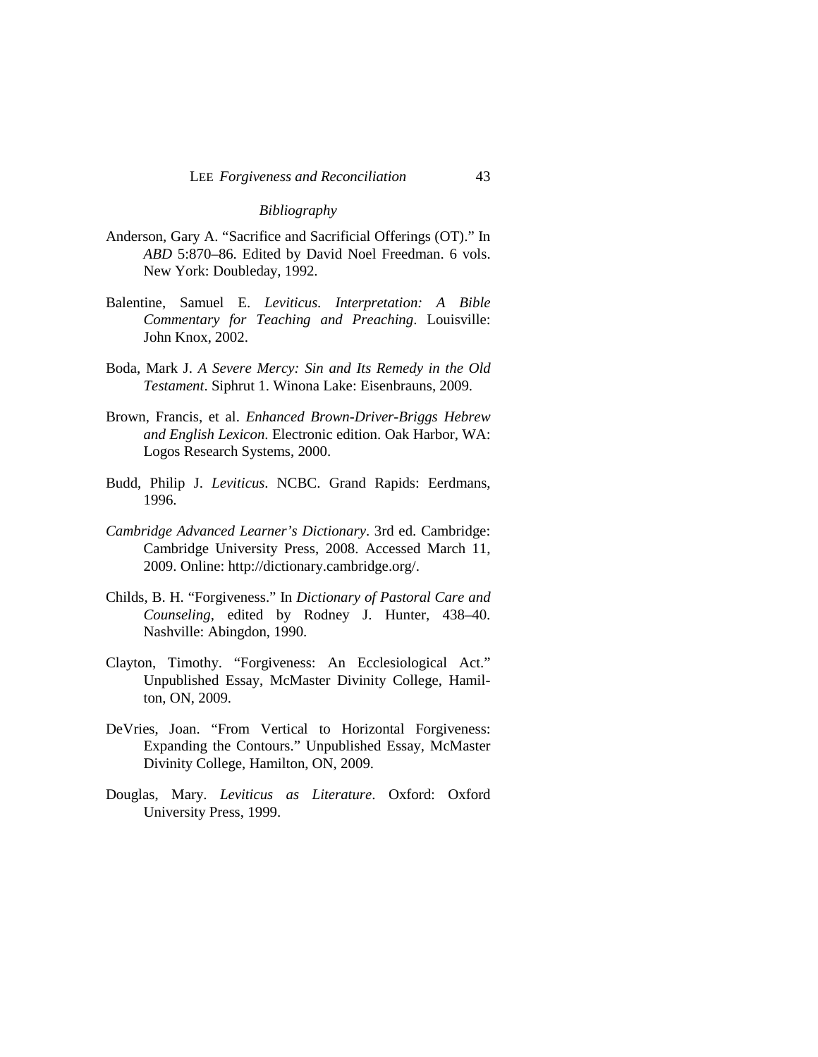*Bibliography*

Anderson, Gary A. "Sacrifice and Sacrificial Offerings (OT)." In *ABD* 5:870–86. Edited by David Noel Freedman. 6 vols. New York: Doubleday, 1992.

Balentine, Samuel E. *Leviticus. Interpretation: A Bible Commentary for Teaching and Preaching*. Louisville: John Knox, 2002.

Boda, Mark J. *A Severe Mercy: Sin and Its Remedy in the Old Testament*. Siphrut 1. Winona Lake: Eisenbrauns, 2009.

Brown, Francis, et al. *Enhanced Brown-Driver-Briggs Hebrew and English Lexicon*. Electronic edition. Oak Harbor, WA: Logos Research Systems, 2000.

Budd, Philip J. *Leviticus*. NCBC. Grand Rapids: Eerdmans, 1996.

*Cambridge Advanced Learner's Dictionary*. 3rd ed. Cambridge: Cambridge University Press, 2008. Accessed March 11, 2009. Online: http://dictionary.cambridge.org/.

Childs, B. H. "Forgiveness." In *Dictionary of Pastoral Care and Counseling*, edited by Rodney J. Hunter, 438–40. Nashville: Abingdon, 1990.

Clayton, Timothy. "Forgiveness: An Ecclesiological Act." Unpublished Essay, McMaster Divinity College, Hamilton, ON, 2009.

DeVries, Joan. "From Vertical to Horizontal Forgiveness: Expanding the Contours." Unpublished Essay, McMaster Divinity College, Hamilton, ON, 2009.

Douglas, Mary. *Leviticus as Literature*. Oxford: Oxford University Press, 1999.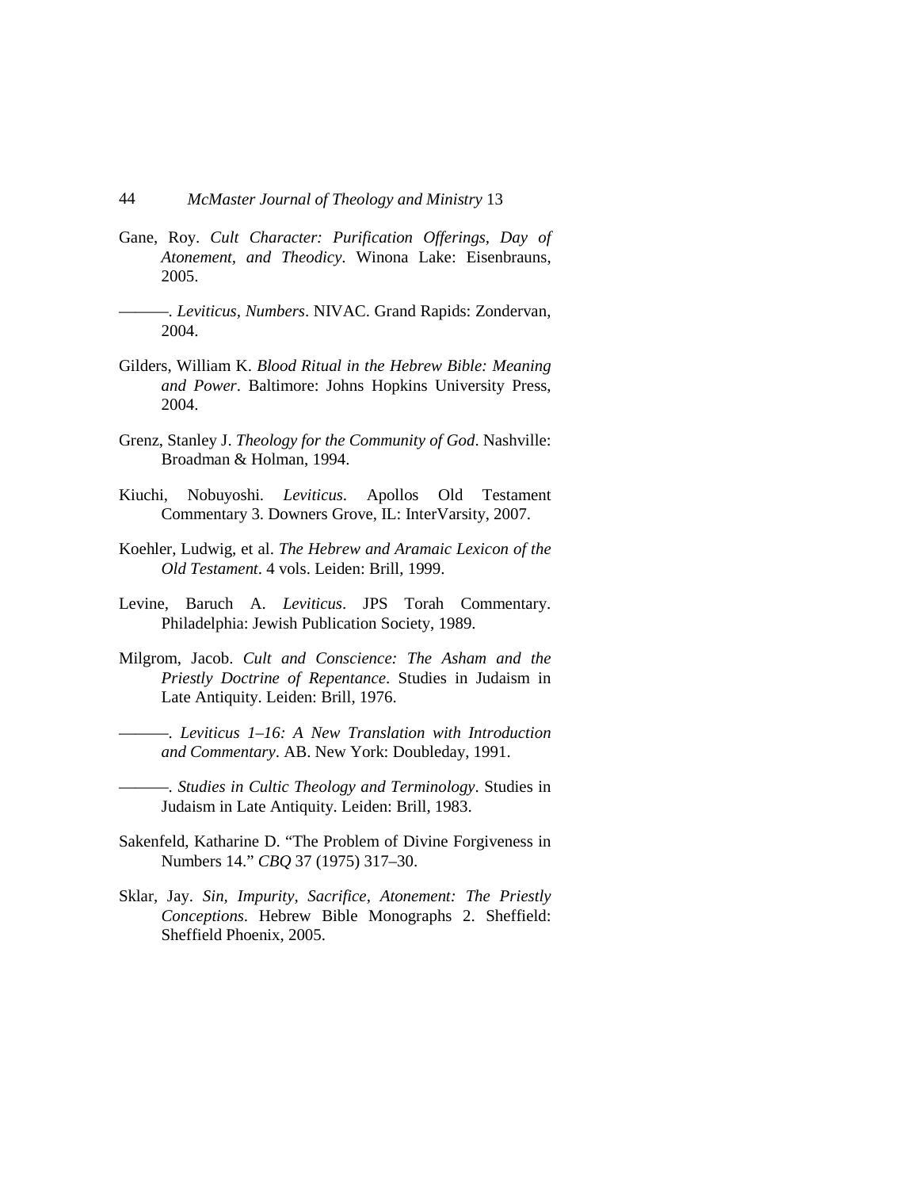Gane, Roy. *Cult Character: Purification Offerings, Day of Atonement, and Theodicy*. Winona Lake: Eisenbrauns, 2005.

———. *Leviticus, Numbers*. NIVAC. Grand Rapids: Zondervan, 2004.

Gilders, William K. *Blood Ritual in the Hebrew Bible: Meaning and Power*. Baltimore: Johns Hopkins University Press, 2004.

Grenz, Stanley J. *Theology for the Community of God*. Nashville: Broadman & Holman, 1994.

Kiuchi, Nobuyoshi. *Leviticus*. Apollos Old Testament Commentary 3. Downers Grove, IL: InterVarsity, 2007.

Koehler, Ludwig, et al. *The Hebrew and Aramaic Lexicon of the Old Testament*. 4 vols. Leiden: Brill, 1999.

Levine, Baruch A. *Leviticus*. JPS Torah Commentary. Philadelphia: Jewish Publication Society, 1989.

Milgrom, Jacob. *Cult and Conscience: The Asham and the Priestly Doctrine of Repentance*. Studies in Judaism in Late Antiquity. Leiden: Brill, 1976.

———. *Leviticus 1–16: A New Translation with Introduction and Commentary*. AB. New York: Doubleday, 1991.

———. *Studies in Cultic Theology and Terminology*. Studies in Judaism in Late Antiquity. Leiden: Brill, 1983.

Sakenfeld, Katharine D. "The Problem of Divine Forgiveness in Numbers 14." *CBQ* 37 (1975) 317–30.

Sklar, Jay. *Sin, Impurity, Sacrifice, Atonement: The Priestly Conceptions*. Hebrew Bible Monographs 2. Sheffield: Sheffield Phoenix, 2005.